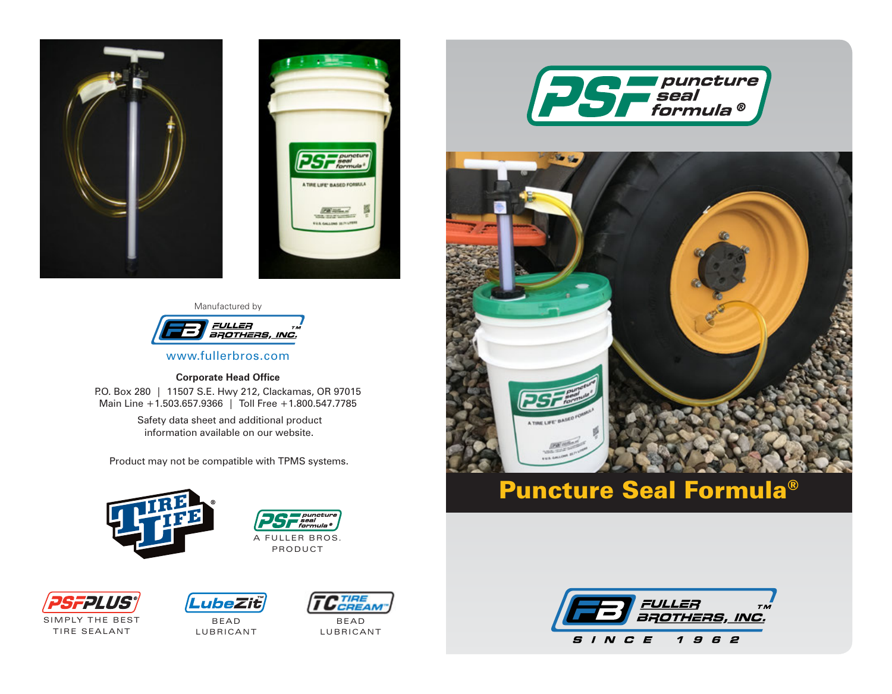Manufactured by

FULLER BROTHERS, INC.™

www.fullerbros.com

**Corporate Head Office**

P.O. Box 280 | 11507 S.E. Hwy 212, Clackamas, OR 97015
Main Line +1.503.657.9366 | Toll Free +1.800.547.7785

Safety data sheet and additional product information available on our website.

Product may not be compatible with TPMS systems.

TIRE LIFE®

PSF puncture seal formula®
A FULLER BROS. PRODUCT

PSFPLUS®
SIMPLY THE BEST TIRE SEALANT

LubeZit™
BEAD LUBRICANT

TC TIRE CREAM™
BEAD LUBRICANT

PSF puncture seal formula®

# Puncture Seal Formula®

FULLER BROTHERS, INC.™
SINCE 1962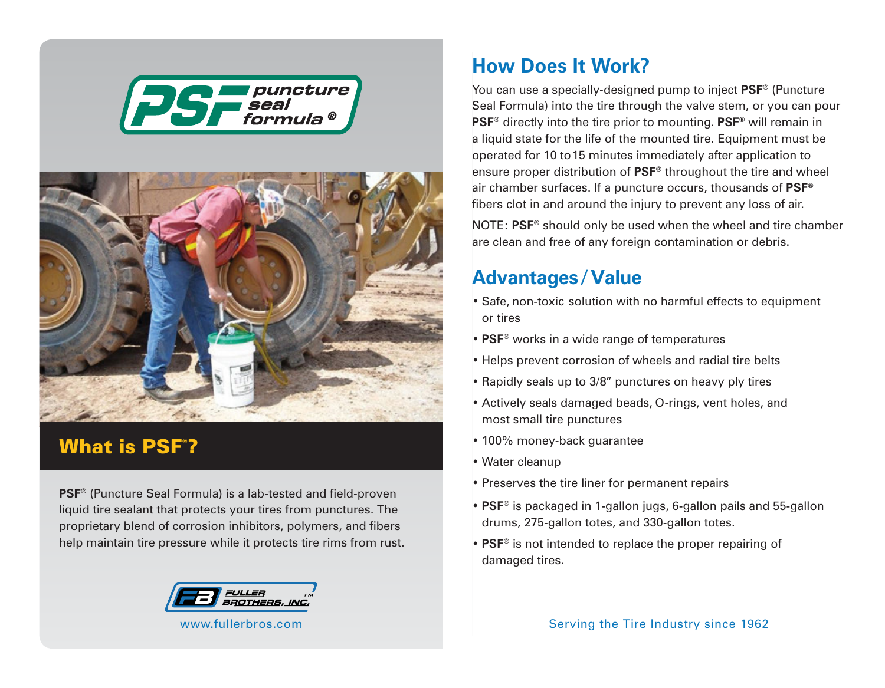PSF puncture seal formula®

## What is PSF®?

**PSF®** (Puncture Seal Formula) is a lab-tested and field-proven liquid tire sealant that protects your tires from punctures. The proprietary blend of corrosion inhibitors, polymers, and fibers help maintain tire pressure while it protects tire rims from rust.

FULLER BROTHERS, INC.™

www.fullerbros.com

## How Does It Work?

You can use a specially-designed pump to inject **PSF®** (Puncture Seal Formula) into the tire through the valve stem, or you can pour **PSF®** directly into the tire prior to mounting. **PSF®** will remain in a liquid state for the life of the mounted tire. Equipment must be operated for 10 to 15 minutes immediately after application to ensure proper distribution of **PSF®** throughout the tire and wheel air chamber surfaces. If a puncture occurs, thousands of **PSF®** fibers clot in and around the injury to prevent any loss of air.

NOTE: **PSF®** should only be used when the wheel and tire chamber are clean and free of any foreign contamination or debris.

## Advantages / Value

- Safe, non-toxic solution with no harmful effects to equipment or tires
- **PSF®** works in a wide range of temperatures
- Helps prevent corrosion of wheels and radial tire belts
- Rapidly seals up to 3/8" punctures on heavy ply tires
- Actively seals damaged beads, O-rings, vent holes, and most small tire punctures
- 100% money-back guarantee
- Water cleanup
- Preserves the tire liner for permanent repairs
- **PSF®** is packaged in 1-gallon jugs, 6-gallon pails and 55-gallon drums, 275-gallon totes, and 330-gallon totes.
- **PSF®** is not intended to replace the proper repairing of damaged tires.

Serving the Tire Industry since 1962